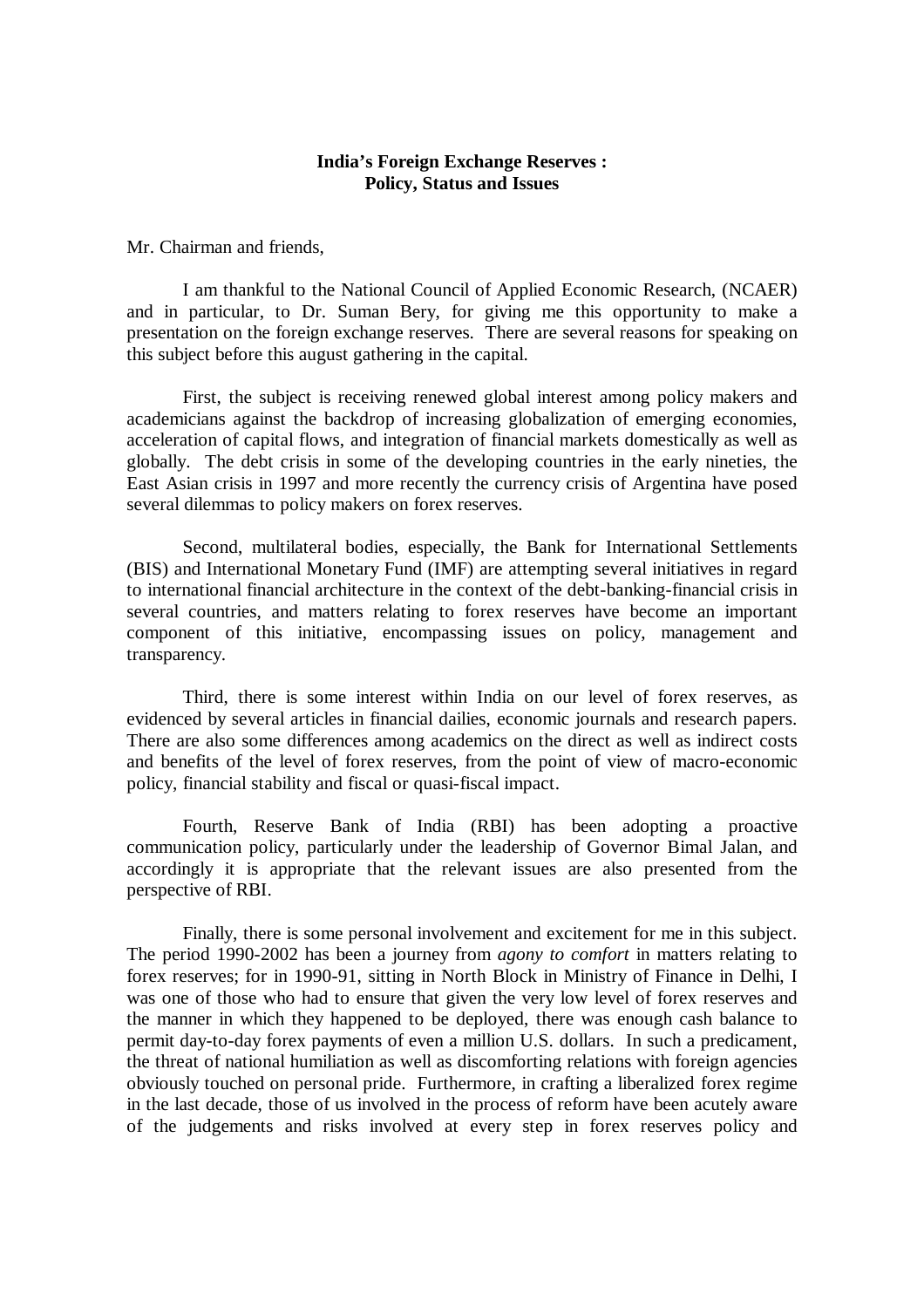# India's Foreign Exchange Reserves : Policy, Status and Issues

Mr. Chairman and friends,

I am thankful to the National Council of Applied Economic Research, (NCAER) and in particular, to Dr. Suman Bery, for giving me this opportunity to make a presentation on the foreign exchange reserves. There are several reasons for speaking on this subject before this august gathering in the capital.

First, the subject is receiving renewed global interest among policy makers and academicians against the backdrop of increasing globalization of emerging economies, acceleration of capital flows, and integration of financial markets domestically as well as globally. The debt crisis in some of the developing countries in the early nineties, the East Asian crisis in 1997 and more recently the currency crisis of Argentina have posed several dilemmas to policy makers on forex reserves.

Second, multilateral bodies, especially, the Bank for International Settlements (BIS) and International Monetary Fund (IMF) are attempting several initiatives in regard to international financial architecture in the context of the debt-banking-financial crisis in several countries, and matters relating to forex reserves have become an important component of this initiative, encompassing issues on policy, management and transparency.

Third, there is some interest within India on our level of forex reserves, as evidenced by several articles in financial dailies, economic journals and research papers. There are also some differences among academics on the direct as well as indirect costs and benefits of the level of forex reserves, from the point of view of macro-economic policy, financial stability and fiscal or quasi-fiscal impact.

Fourth, Reserve Bank of India (RBI) has been adopting a proactive communication policy, particularly under the leadership of Governor Bimal Jalan, and accordingly it is appropriate that the relevant issues are also presented from the perspective of RBI.

Finally, there is some personal involvement and excitement for me in this subject. The period 1990-2002 has been a journey from *agony to comfort* in matters relating to forex reserves; for in 1990-91, sitting in North Block in Ministry of Finance in Delhi, I was one of those who had to ensure that given the very low level of forex reserves and the manner in which they happened to be deployed, there was enough cash balance to permit day-to-day forex payments of even a million U.S. dollars. In such a predicament, the threat of national humiliation as well as discomforting relations with foreign agencies obviously touched on personal pride. Furthermore, in crafting a liberalized forex regime in the last decade, those of us involved in the process of reform have been acutely aware of the judgements and risks involved at every step in forex reserves policy and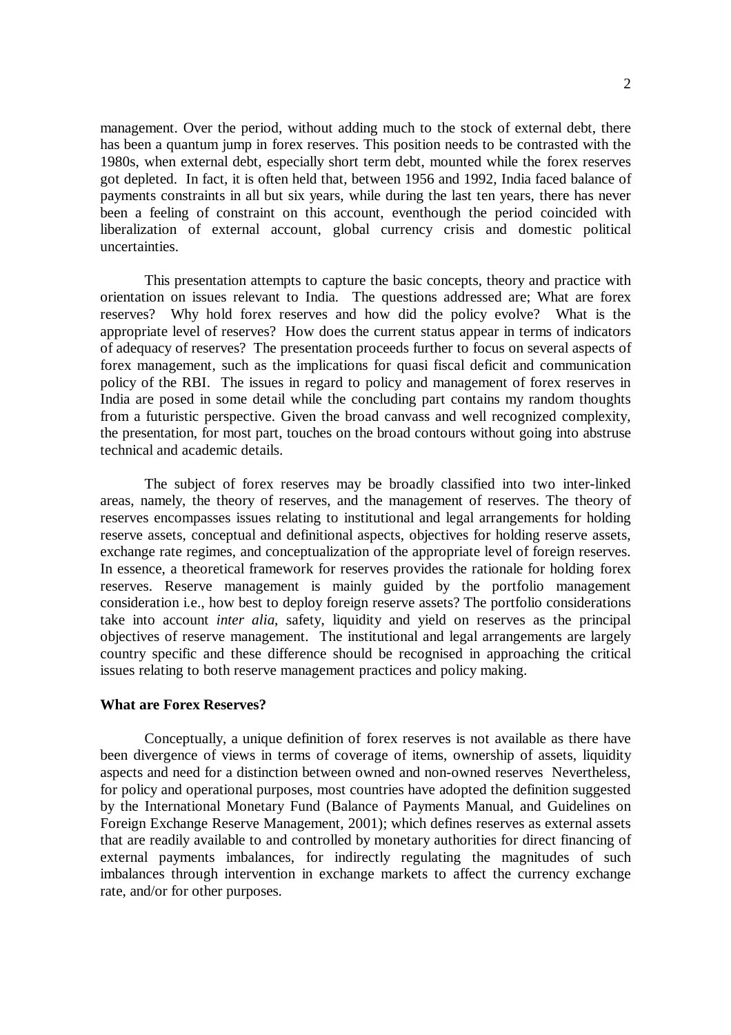management. Over the period, without adding much to the stock of external debt, there has been a quantum jump in forex reserves. This position needs to be contrasted with the 1980s, when external debt, especially short term debt, mounted while the forex reserves got depleted. In fact, it is often held that, between 1956 and 1992, India faced balance of payments constraints in all but six years, while during the last ten years, there has never been a feeling of constraint on this account, eventhough the period coincided with liberalization of external account, global currency crisis and domestic political uncertainties.

This presentation attempts to capture the basic concepts, theory and practice with orientation on issues relevant to India. The questions addressed are; What are forex reserves? Why hold forex reserves and how did the policy evolve? What is the appropriate level of reserves? How does the current status appear in terms of indicators of adequacy of reserves? The presentation proceeds further to focus on several aspects of forex management, such as the implications for quasi fiscal deficit and communication policy of the RBI. The issues in regard to policy and management of forex reserves in India are posed in some detail while the concluding part contains my random thoughts from a futuristic perspective. Given the broad canvass and well recognized complexity, the presentation, for most part, touches on the broad contours without going into abstruse technical and academic details.

The subject of forex reserves may be broadly classified into two inter-linked areas, namely, the theory of reserves, and the management of reserves. The theory of reserves encompasses issues relating to institutional and legal arrangements for holding reserve assets, conceptual and definitional aspects, objectives for holding reserve assets, exchange rate regimes, and conceptualization of the appropriate level of foreign reserves. In essence, a theoretical framework for reserves provides the rationale for holding forex reserves. Reserve management is mainly guided by the portfolio management consideration i.e., how best to deploy foreign reserve assets? The portfolio considerations take into account *inter alia*, safety, liquidity and yield on reserves as the principal objectives of reserve management. The institutional and legal arrangements are largely country specific and these difference should be recognised in approaching the critical issues relating to both reserve management practices and policy making.

### What are Forex Reserves?

Conceptually, a unique definition of forex reserves is not available as there have been divergence of views in terms of coverage of items, ownership of assets, liquidity aspects and need for a distinction between owned and non-owned reserves Nevertheless, for policy and operational purposes, most countries have adopted the definition suggested by the International Monetary Fund (Balance of Payments Manual, and Guidelines on Foreign Exchange Reserve Management, 2001); which defines reserves as external assets that are readily available to and controlled by monetary authorities for direct financing of external payments imbalances, for indirectly regulating the magnitudes of such imbalances through intervention in exchange markets to affect the currency exchange rate, and/or for other purposes.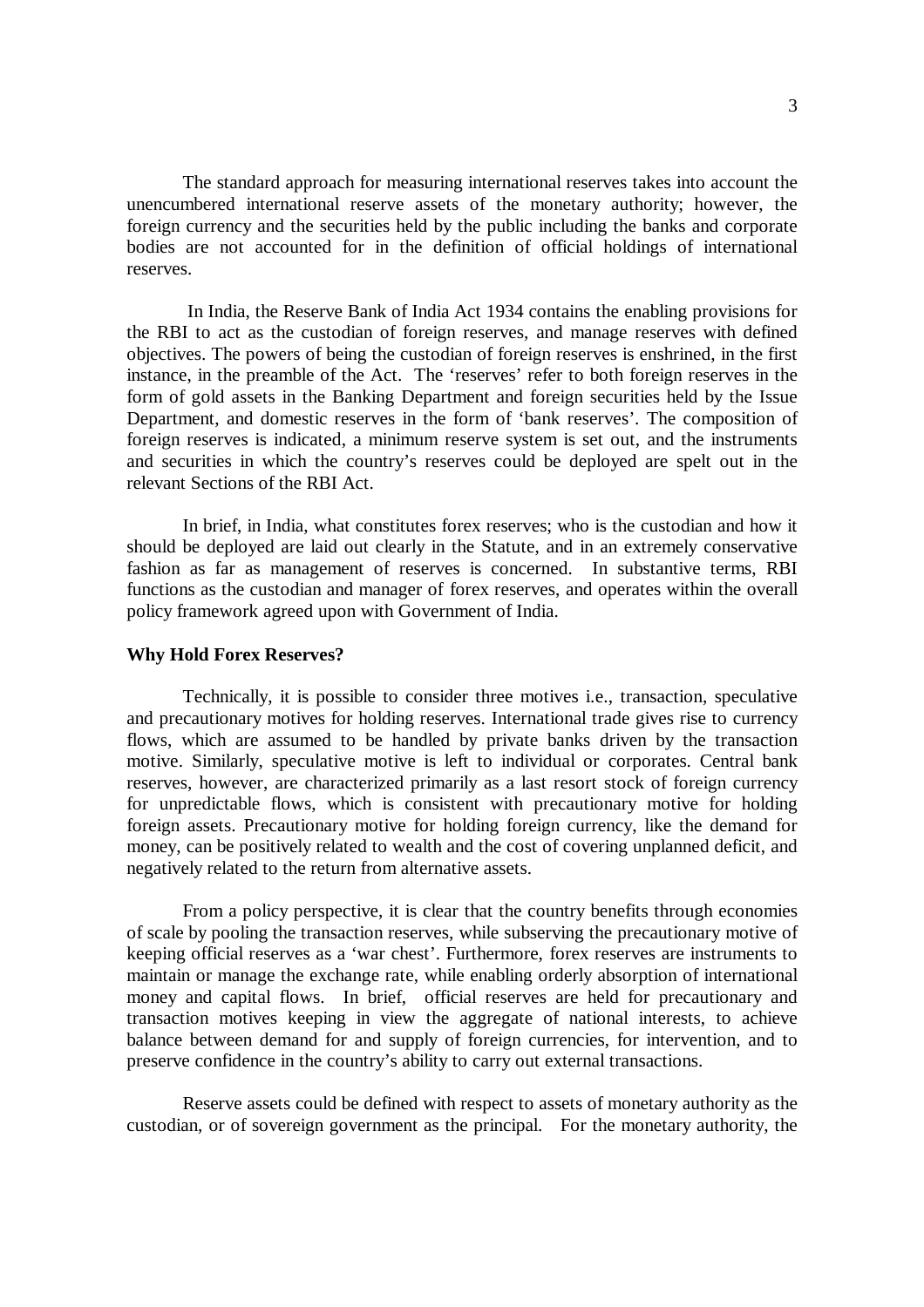The standard approach for measuring international reserves takes into account the unencumbered international reserve assets of the monetary authority; however, the foreign currency and the securities held by the public including the banks and corporate bodies are not accounted for in the definition of official holdings of international reserves.

In India, the Reserve Bank of India Act 1934 contains the enabling provisions for the RBI to act as the custodian of foreign reserves, and manage reserves with defined objectives. The powers of being the custodian of foreign reserves is enshrined, in the first instance, in the preamble of the Act. The 'reserves' refer to both foreign reserves in the form of gold assets in the Banking Department and foreign securities held by the Issue Department, and domestic reserves in the form of 'bank reserves'. The composition of foreign reserves is indicated, a minimum reserve system is set out, and the instruments and securities in which the country's reserves could be deployed are spelt out in the relevant Sections of the RBI Act.

In brief, in India, what constitutes forex reserves; who is the custodian and how it should be deployed are laid out clearly in the Statute, and in an extremely conservative fashion as far as management of reserves is concerned. In substantive terms, RBI functions as the custodian and manager of forex reserves, and operates within the overall policy framework agreed upon with Government of India.

**Why Hold Forex Reserves?**

Technically, it is possible to consider three motives i.e., transaction, speculative and precautionary motives for holding reserves. International trade gives rise to currency flows, which are assumed to be handled by private banks driven by the transaction motive. Similarly, speculative motive is left to individual or corporates. Central bank reserves, however, are characterized primarily as a last resort stock of foreign currency for unpredictable flows, which is consistent with precautionary motive for holding foreign assets. Precautionary motive for holding foreign currency, like the demand for money, can be positively related to wealth and the cost of covering unplanned deficit, and negatively related to the return from alternative assets.

From a policy perspective, it is clear that the country benefits through economies of scale by pooling the transaction reserves, while subserving the precautionary motive of keeping official reserves as a 'war chest'. Furthermore, forex reserves are instruments to maintain or manage the exchange rate, while enabling orderly absorption of international money and capital flows. In brief, official reserves are held for precautionary and transaction motives keeping in view the aggregate of national interests, to achieve balance between demand for and supply of foreign currencies, for intervention, and to preserve confidence in the country's ability to carry out external transactions.

Reserve assets could be defined with respect to assets of monetary authority as the custodian, or of sovereign government as the principal. For the monetary authority, the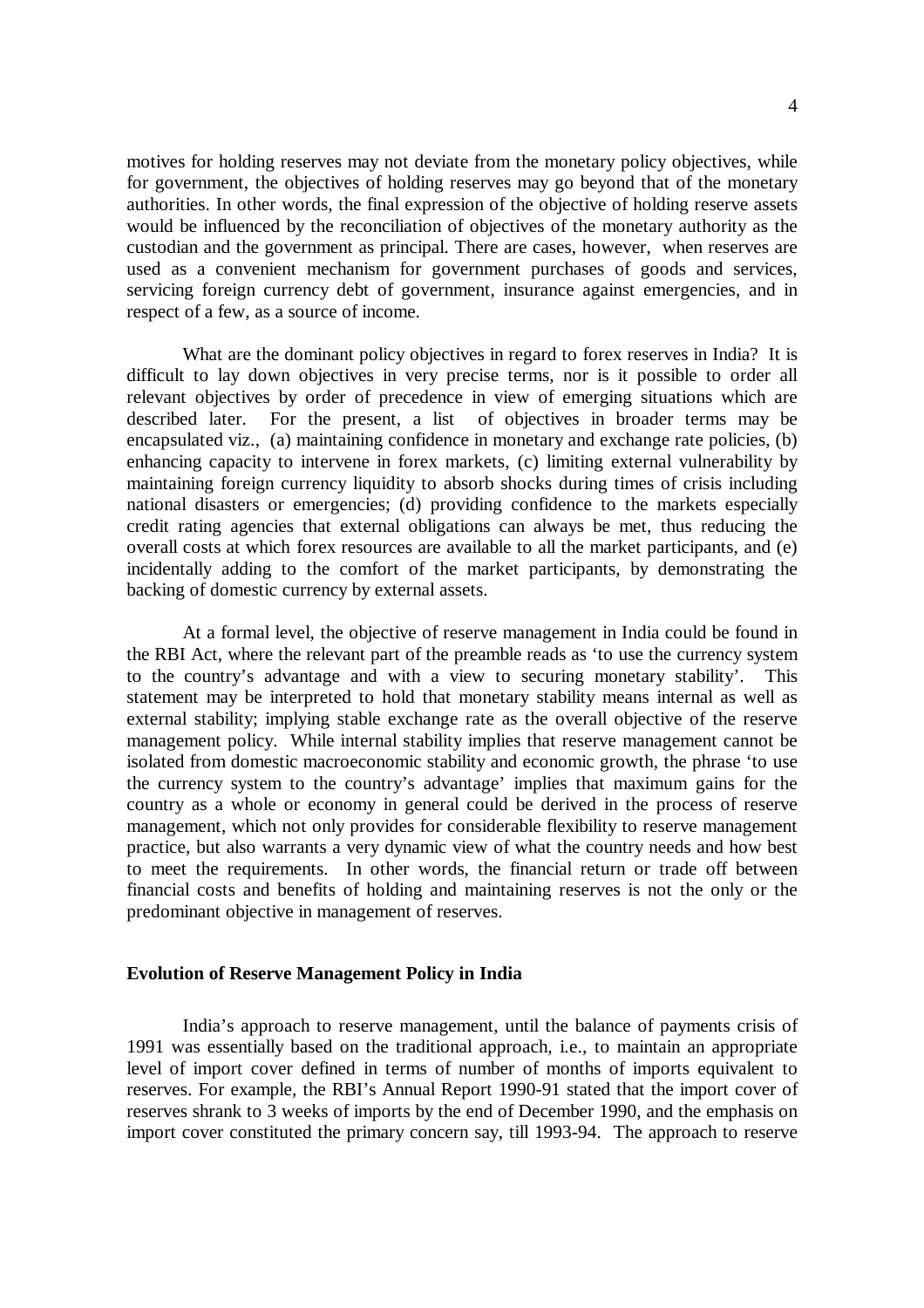motives for holding reserves may not deviate from the monetary policy objectives, while for government, the objectives of holding reserves may go beyond that of the monetary authorities. In other words, the final expression of the objective of holding reserve assets would be influenced by the reconciliation of objectives of the monetary authority as the custodian and the government as principal. There are cases, however, when reserves are used as a convenient mechanism for government purchases of goods and services, servicing foreign currency debt of government, insurance against emergencies, and in respect of a few, as a source of income.

What are the dominant policy objectives in regard to forex reserves in India? It is difficult to lay down objectives in very precise terms, nor is it possible to order all relevant objectives by order of precedence in view of emerging situations which are described later. For the present, a list of objectives in broader terms may be encapsulated viz., (a) maintaining confidence in monetary and exchange rate policies, (b) enhancing capacity to intervene in forex markets, (c) limiting external vulnerability by maintaining foreign currency liquidity to absorb shocks during times of crisis including national disasters or emergencies; (d) providing confidence to the markets especially credit rating agencies that external obligations can always be met, thus reducing the overall costs at which forex resources are available to all the market participants, and (e) incidentally adding to the comfort of the market participants, by demonstrating the backing of domestic currency by external assets.

At a formal level, the objective of reserve management in India could be found in the RBI Act, where the relevant part of the preamble reads as 'to use the currency system to the country's advantage and with a view to securing monetary stability'. This statement may be interpreted to hold that monetary stability means internal as well as external stability; implying stable exchange rate as the overall objective of the reserve management policy. While internal stability implies that reserve management cannot be isolated from domestic macroeconomic stability and economic growth, the phrase 'to use the currency system to the country's advantage' implies that maximum gains for the country as a whole or economy in general could be derived in the process of reserve management, which not only provides for considerable flexibility to reserve management practice, but also warrants a very dynamic view of what the country needs and how best to meet the requirements. In other words, the financial return or trade off between financial costs and benefits of holding and maintaining reserves is not the only or the predominant objective in management of reserves.

**Evolution of Reserve Management Policy in India**

India's approach to reserve management, until the balance of payments crisis of 1991 was essentially based on the traditional approach, i.e., to maintain an appropriate level of import cover defined in terms of number of months of imports equivalent to reserves. For example, the RBI's Annual Report 1990-91 stated that the import cover of reserves shrank to 3 weeks of imports by the end of December 1990, and the emphasis on import cover constituted the primary concern say, till 1993-94. The approach to reserve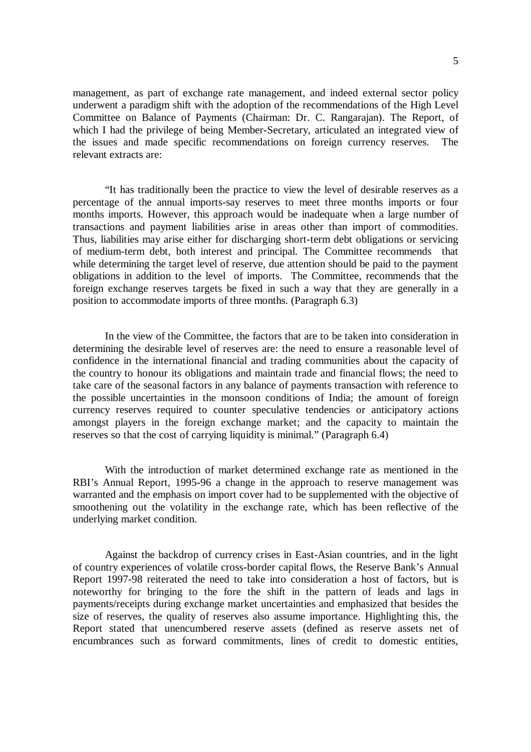management, as part of exchange rate management, and indeed external sector policy underwent a paradigm shift with the adoption of the recommendations of the High Level Committee on Balance of Payments (Chairman: Dr. C. Rangarajan). The Report, of which I had the privilege of being Member-Secretary, articulated an integrated view of the issues and made specific recommendations on foreign currency reserves. The relevant extracts are:

"It has traditionally been the practice to view the level of desirable reserves as a percentage of the annual imports-say reserves to meet three months imports or four months imports. However, this approach would be inadequate when a large number of transactions and payment liabilities arise in areas other than import of commodities. Thus, liabilities may arise either for discharging short-term debt obligations or servicing of medium-term debt, both interest and principal. The Committee recommends that while determining the target level of reserve, due attention should be paid to the payment obligations in addition to the level of imports. The Committee, recommends that the foreign exchange reserves targets be fixed in such a way that they are generally in a position to accommodate imports of three months. (Paragraph 6.3)

In the view of the Committee, the factors that are to be taken into consideration in determining the desirable level of reserves are: the need to ensure a reasonable level of confidence in the international financial and trading communities about the capacity of the country to honour its obligations and maintain trade and financial flows; the need to take care of the seasonal factors in any balance of payments transaction with reference to the possible uncertainties in the monsoon conditions of India; the amount of foreign currency reserves required to counter speculative tendencies or anticipatory actions amongst players in the foreign exchange market; and the capacity to maintain the reserves so that the cost of carrying liquidity is minimal." (Paragraph 6.4)

With the introduction of market determined exchange rate as mentioned in the RBI's Annual Report, 1995-96 a change in the approach to reserve management was warranted and the emphasis on import cover had to be supplemented with the objective of smoothening out the volatility in the exchange rate, which has been reflective of the underlying market condition.

Against the backdrop of currency crises in East-Asian countries, and in the light of country experiences of volatile cross-border capital flows, the Reserve Bank's Annual Report 1997-98 reiterated the need to take into consideration a host of factors, but is noteworthy for bringing to the fore the shift in the pattern of leads and lags in payments/receipts during exchange market uncertainties and emphasized that besides the size of reserves, the quality of reserves also assume importance. Highlighting this, the Report stated that unencumbered reserve assets (defined as reserve assets net of encumbrances such as forward commitments, lines of credit to domestic entities,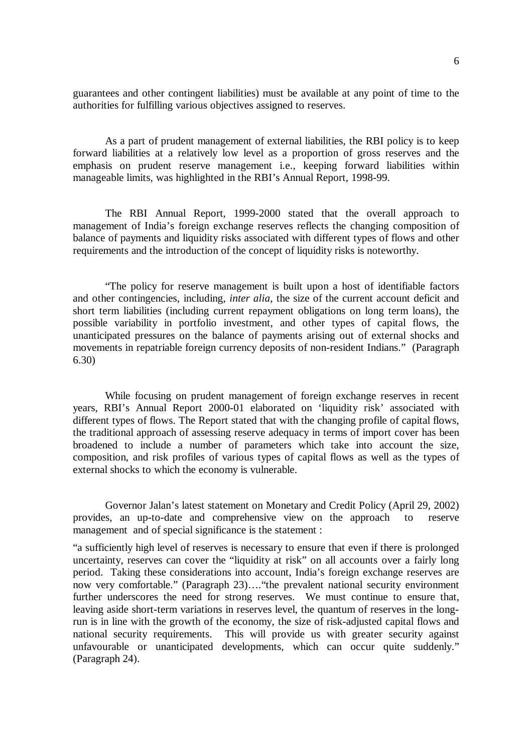guarantees and other contingent liabilities) must be available at any point of time to the authorities for fulfilling various objectives assigned to reserves.

As a part of prudent management of external liabilities, the RBI policy is to keep forward liabilities at a relatively low level as a proportion of gross reserves and the emphasis on prudent reserve management i.e., keeping forward liabilities within manageable limits, was highlighted in the RBI's Annual Report, 1998-99.

The RBI Annual Report, 1999-2000 stated that the overall approach to management of India's foreign exchange reserves reflects the changing composition of balance of payments and liquidity risks associated with different types of flows and other requirements and the introduction of the concept of liquidity risks is noteworthy.

"The policy for reserve management is built upon a host of identifiable factors and other contingencies, including, *inter alia,* the size of the current account deficit and short term liabilities (including current repayment obligations on long term loans), the possible variability in portfolio investment, and other types of capital flows, the unanticipated pressures on the balance of payments arising out of external shocks and movements in repatriable foreign currency deposits of non-resident Indians." (Paragraph 6.30)

While focusing on prudent management of foreign exchange reserves in recent years, RBI's Annual Report 2000-01 elaborated on 'liquidity risk' associated with different types of flows. The Report stated that with the changing profile of capital flows, the traditional approach of assessing reserve adequacy in terms of import cover has been broadened to include a number of parameters which take into account the size, composition, and risk profiles of various types of capital flows as well as the types of external shocks to which the economy is vulnerable.

Governor Jalan's latest statement on Monetary and Credit Policy (April 29, 2002) provides, an up-to-date and comprehensive view on the approach to reserve management and of special significance is the statement :

"a sufficiently high level of reserves is necessary to ensure that even if there is prolonged uncertainty, reserves can cover the "liquidity at risk" on all accounts over a fairly long period. Taking these considerations into account, India's foreign exchange reserves are now very comfortable." (Paragraph 23)…."the prevalent national security environment further underscores the need for strong reserves. We must continue to ensure that, leaving aside short-term variations in reserves level, the quantum of reserves in the long-run is in line with the growth of the economy, the size of risk-adjusted capital flows and national security requirements. This will provide us with greater security against unfavourable or unanticipated developments, which can occur quite suddenly." (Paragraph 24).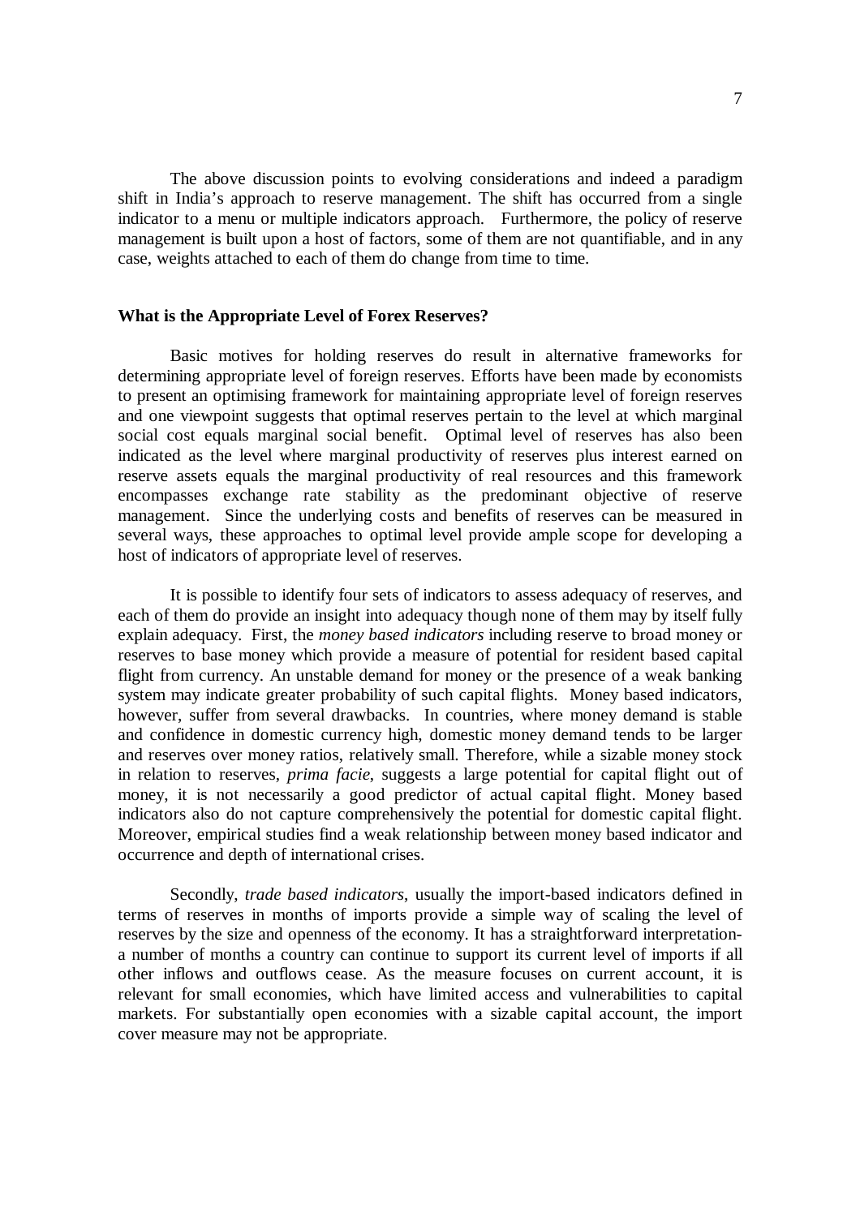The above discussion points to evolving considerations and indeed a paradigm shift in India's approach to reserve management. The shift has occurred from a single indicator to a menu or multiple indicators approach. Furthermore, the policy of reserve management is built upon a host of factors, some of them are not quantifiable, and in any case, weights attached to each of them do change from time to time.

**What is the Appropriate Level of Forex Reserves?**

Basic motives for holding reserves do result in alternative frameworks for determining appropriate level of foreign reserves. Efforts have been made by economists to present an optimising framework for maintaining appropriate level of foreign reserves and one viewpoint suggests that optimal reserves pertain to the level at which marginal social cost equals marginal social benefit. Optimal level of reserves has also been indicated as the level where marginal productivity of reserves plus interest earned on reserve assets equals the marginal productivity of real resources and this framework encompasses exchange rate stability as the predominant objective of reserve management. Since the underlying costs and benefits of reserves can be measured in several ways, these approaches to optimal level provide ample scope for developing a host of indicators of appropriate level of reserves.

It is possible to identify four sets of indicators to assess adequacy of reserves, and each of them do provide an insight into adequacy though none of them may by itself fully explain adequacy. First, the *money based indicators* including reserve to broad money or reserves to base money which provide a measure of potential for resident based capital flight from currency. An unstable demand for money or the presence of a weak banking system may indicate greater probability of such capital flights. Money based indicators, however, suffer from several drawbacks. In countries, where money demand is stable and confidence in domestic currency high, domestic money demand tends to be larger and reserves over money ratios, relatively small. Therefore, while a sizable money stock in relation to reserves, *prima facie*, suggests a large potential for capital flight out of money, it is not necessarily a good predictor of actual capital flight. Money based indicators also do not capture comprehensively the potential for domestic capital flight. Moreover, empirical studies find a weak relationship between money based indicator and occurrence and depth of international crises.

Secondly, *trade based indicators*, usually the import-based indicators defined in terms of reserves in months of imports provide a simple way of scaling the level of reserves by the size and openness of the economy. It has a straightforward interpretation- a number of months a country can continue to support its current level of imports if all other inflows and outflows cease. As the measure focuses on current account, it is relevant for small economies, which have limited access and vulnerabilities to capital markets. For substantially open economies with a sizable capital account, the import cover measure may not be appropriate.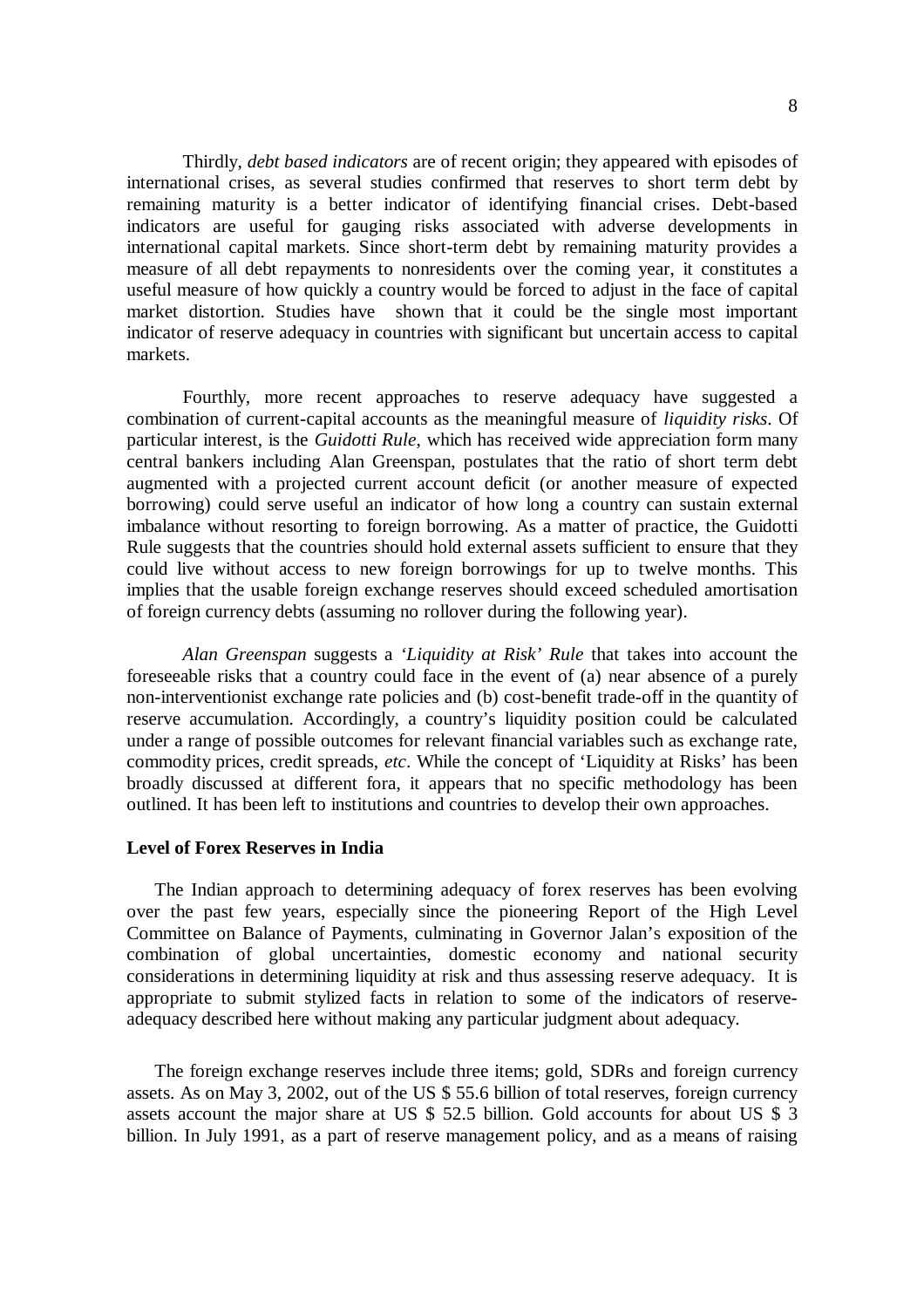Thirdly, *debt based indicators* are of recent origin; they appeared with episodes of international crises, as several studies confirmed that reserves to short term debt by remaining maturity is a better indicator of identifying financial crises. Debt-based indicators are useful for gauging risks associated with adverse developments in international capital markets. Since short-term debt by remaining maturity provides a measure of all debt repayments to nonresidents over the coming year, it constitutes a useful measure of how quickly a country would be forced to adjust in the face of capital market distortion. Studies have shown that it could be the single most important indicator of reserve adequacy in countries with significant but uncertain access to capital markets.

Fourthly, more recent approaches to reserve adequacy have suggested a combination of current-capital accounts as the meaningful measure of *liquidity risks*. Of particular interest, is the *Guidotti Rule*, which has received wide appreciation form many central bankers including Alan Greenspan, postulates that the ratio of short term debt augmented with a projected current account deficit (or another measure of expected borrowing) could serve useful an indicator of how long a country can sustain external imbalance without resorting to foreign borrowing. As a matter of practice, the Guidotti Rule suggests that the countries should hold external assets sufficient to ensure that they could live without access to new foreign borrowings for up to twelve months. This implies that the usable foreign exchange reserves should exceed scheduled amortisation of foreign currency debts (assuming no rollover during the following year).

*Alan Greenspan* suggests a *'Liquidity at Risk' Rule* that takes into account the foreseeable risks that a country could face in the event of (a) near absence of a purely non-interventionist exchange rate policies and (b) cost-benefit trade-off in the quantity of reserve accumulation. Accordingly, a country's liquidity position could be calculated under a range of possible outcomes for relevant financial variables such as exchange rate, commodity prices, credit spreads, *etc*. While the concept of 'Liquidity at Risks' has been broadly discussed at different fora, it appears that no specific methodology has been outlined. It has been left to institutions and countries to develop their own approaches.

**Level of Forex Reserves in India**

The Indian approach to determining adequacy of forex reserves has been evolving over the past few years, especially since the pioneering Report of the High Level Committee on Balance of Payments, culminating in Governor Jalan's exposition of the combination of global uncertainties, domestic economy and national security considerations in determining liquidity at risk and thus assessing reserve adequacy. It is appropriate to submit stylized facts in relation to some of the indicators of reserve-adequacy described here without making any particular judgment about adequacy.

The foreign exchange reserves include three items; gold, SDRs and foreign currency assets. As on May 3, 2002, out of the US $ 55.6 billion of total reserves, foreign currency assets account the major share at US $ 52.5 billion. Gold accounts for about US $ 3 billion. In July 1991, as a part of reserve management policy, and as a means of raising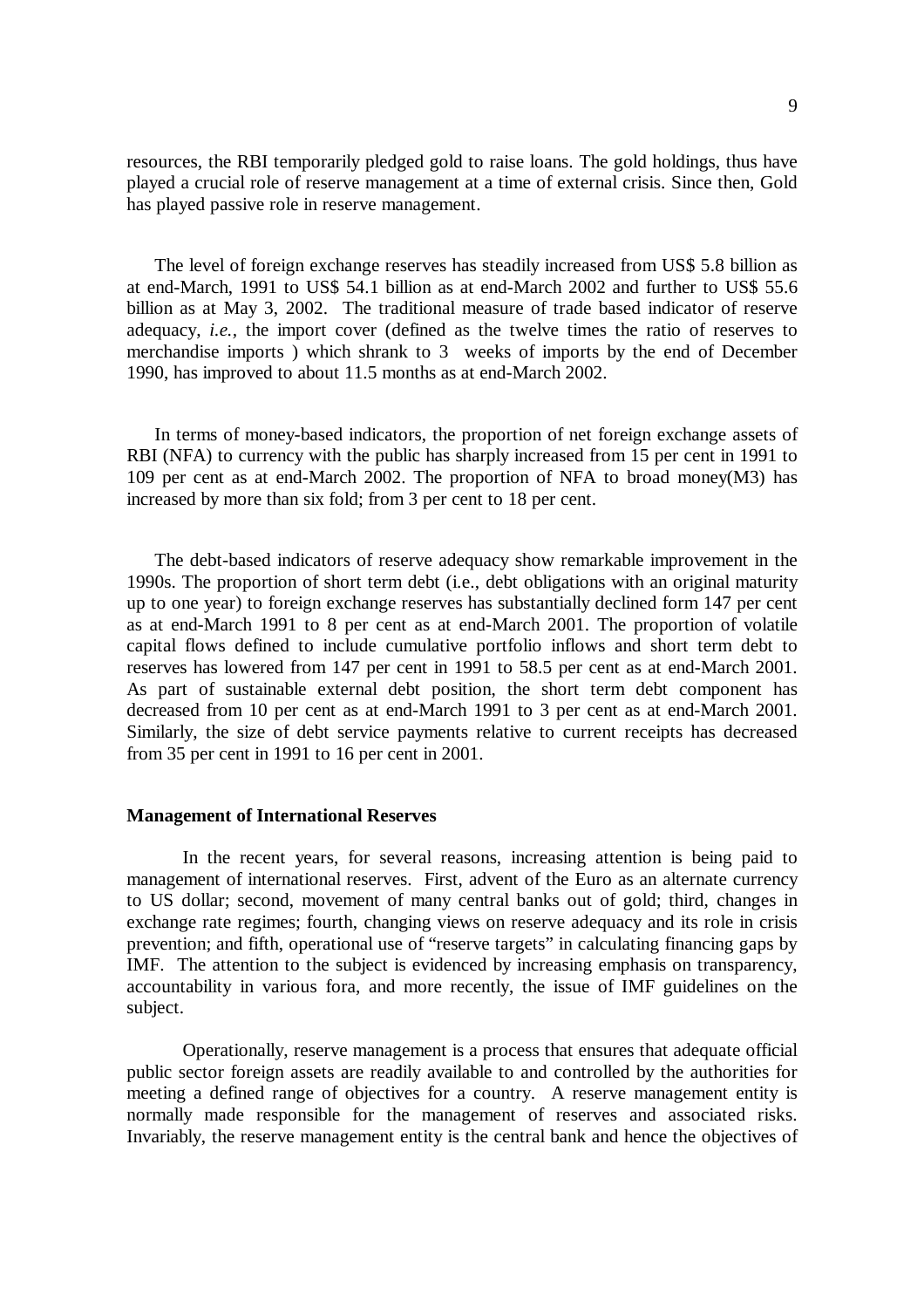resources, the RBI temporarily pledged gold to raise loans. The gold holdings, thus have played a crucial role of reserve management at a time of external crisis. Since then, Gold has played passive role in reserve management.

The level of foreign exchange reserves has steadily increased from US$ 5.8 billion as at end-March, 1991 to US$ 54.1 billion as at end-March 2002 and further to US$ 55.6 billion as at May 3, 2002. The traditional measure of trade based indicator of reserve adequacy, *i.e.,* the import cover (defined as the twelve times the ratio of reserves to merchandise imports ) which shrank to 3 weeks of imports by the end of December 1990, has improved to about 11.5 months as at end-March 2002.

In terms of money-based indicators, the proportion of net foreign exchange assets of RBI (NFA) to currency with the public has sharply increased from 15 per cent in 1991 to 109 per cent as at end-March 2002. The proportion of NFA to broad money(M3) has increased by more than six fold; from 3 per cent to 18 per cent.

The debt-based indicators of reserve adequacy show remarkable improvement in the 1990s. The proportion of short term debt (i.e., debt obligations with an original maturity up to one year) to foreign exchange reserves has substantially declined form 147 per cent as at end-March 1991 to 8 per cent as at end-March 2001. The proportion of volatile capital flows defined to include cumulative portfolio inflows and short term debt to reserves has lowered from 147 per cent in 1991 to 58.5 per cent as at end-March 2001. As part of sustainable external debt position, the short term debt component has decreased from 10 per cent as at end-March 1991 to 3 per cent as at end-March 2001. Similarly, the size of debt service payments relative to current receipts has decreased from 35 per cent in 1991 to 16 per cent in 2001.

**Management of International Reserves**

In the recent years, for several reasons, increasing attention is being paid to management of international reserves. First, advent of the Euro as an alternate currency to US dollar; second, movement of many central banks out of gold; third, changes in exchange rate regimes; fourth, changing views on reserve adequacy and its role in crisis prevention; and fifth, operational use of "reserve targets" in calculating financing gaps by IMF. The attention to the subject is evidenced by increasing emphasis on transparency, accountability in various fora, and more recently, the issue of IMF guidelines on the subject.

Operationally, reserve management is a process that ensures that adequate official public sector foreign assets are readily available to and controlled by the authorities for meeting a defined range of objectives for a country. A reserve management entity is normally made responsible for the management of reserves and associated risks. Invariably, the reserve management entity is the central bank and hence the objectives of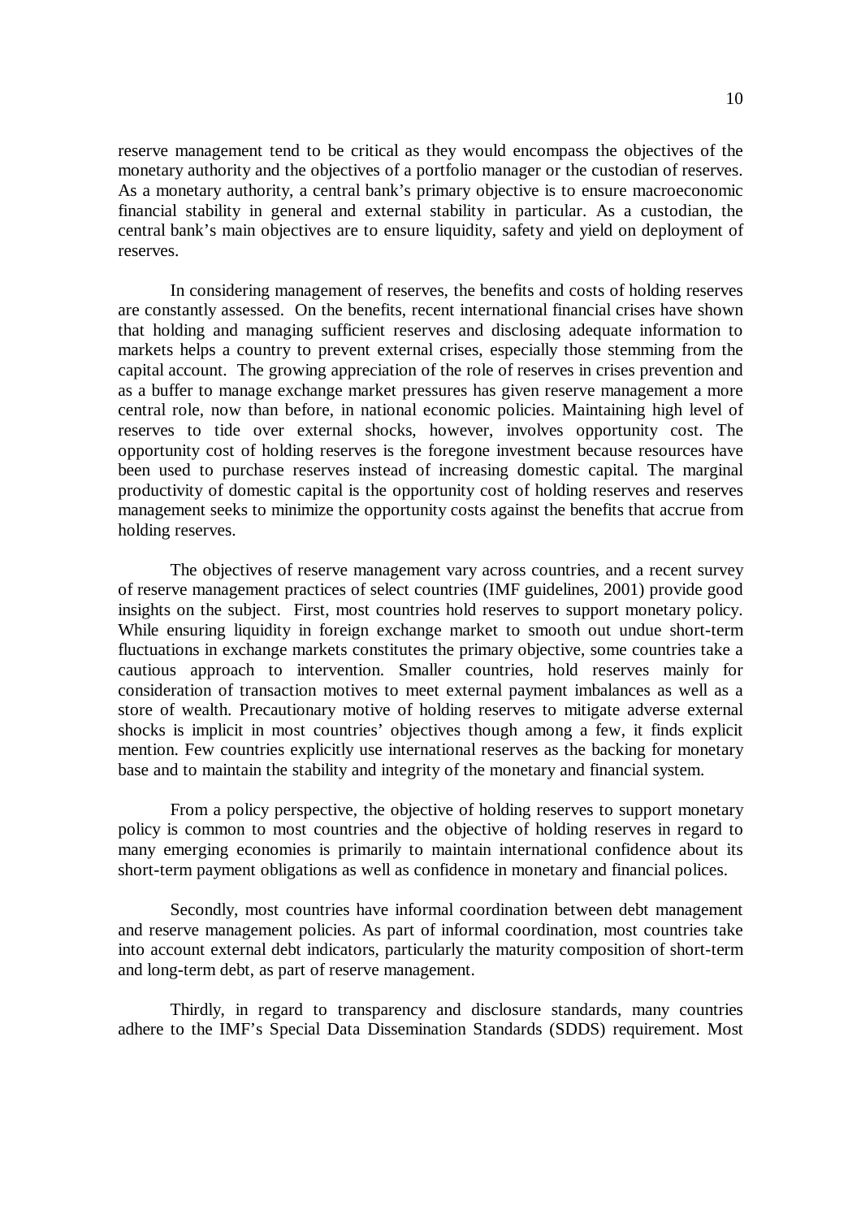reserve management tend to be critical as they would encompass the objectives of the monetary authority and the objectives of a portfolio manager or the custodian of reserves. As a monetary authority, a central bank's primary objective is to ensure macroeconomic financial stability in general and external stability in particular. As a custodian, the central bank's main objectives are to ensure liquidity, safety and yield on deployment of reserves.

In considering management of reserves, the benefits and costs of holding reserves are constantly assessed. On the benefits, recent international financial crises have shown that holding and managing sufficient reserves and disclosing adequate information to markets helps a country to prevent external crises, especially those stemming from the capital account. The growing appreciation of the role of reserves in crises prevention and as a buffer to manage exchange market pressures has given reserve management a more central role, now than before, in national economic policies. Maintaining high level of reserves to tide over external shocks, however, involves opportunity cost. The opportunity cost of holding reserves is the foregone investment because resources have been used to purchase reserves instead of increasing domestic capital. The marginal productivity of domestic capital is the opportunity cost of holding reserves and reserves management seeks to minimize the opportunity costs against the benefits that accrue from holding reserves.

The objectives of reserve management vary across countries, and a recent survey of reserve management practices of select countries (IMF guidelines, 2001) provide good insights on the subject. First, most countries hold reserves to support monetary policy. While ensuring liquidity in foreign exchange market to smooth out undue short-term fluctuations in exchange markets constitutes the primary objective, some countries take a cautious approach to intervention. Smaller countries, hold reserves mainly for consideration of transaction motives to meet external payment imbalances as well as a store of wealth. Precautionary motive of holding reserves to mitigate adverse external shocks is implicit in most countries' objectives though among a few, it finds explicit mention. Few countries explicitly use international reserves as the backing for monetary base and to maintain the stability and integrity of the monetary and financial system.

From a policy perspective, the objective of holding reserves to support monetary policy is common to most countries and the objective of holding reserves in regard to many emerging economies is primarily to maintain international confidence about its short-term payment obligations as well as confidence in monetary and financial polices.

Secondly, most countries have informal coordination between debt management and reserve management policies. As part of informal coordination, most countries take into account external debt indicators, particularly the maturity composition of short-term and long-term debt, as part of reserve management.

Thirdly, in regard to transparency and disclosure standards, many countries adhere to the IMF's Special Data Dissemination Standards (SDDS) requirement. Most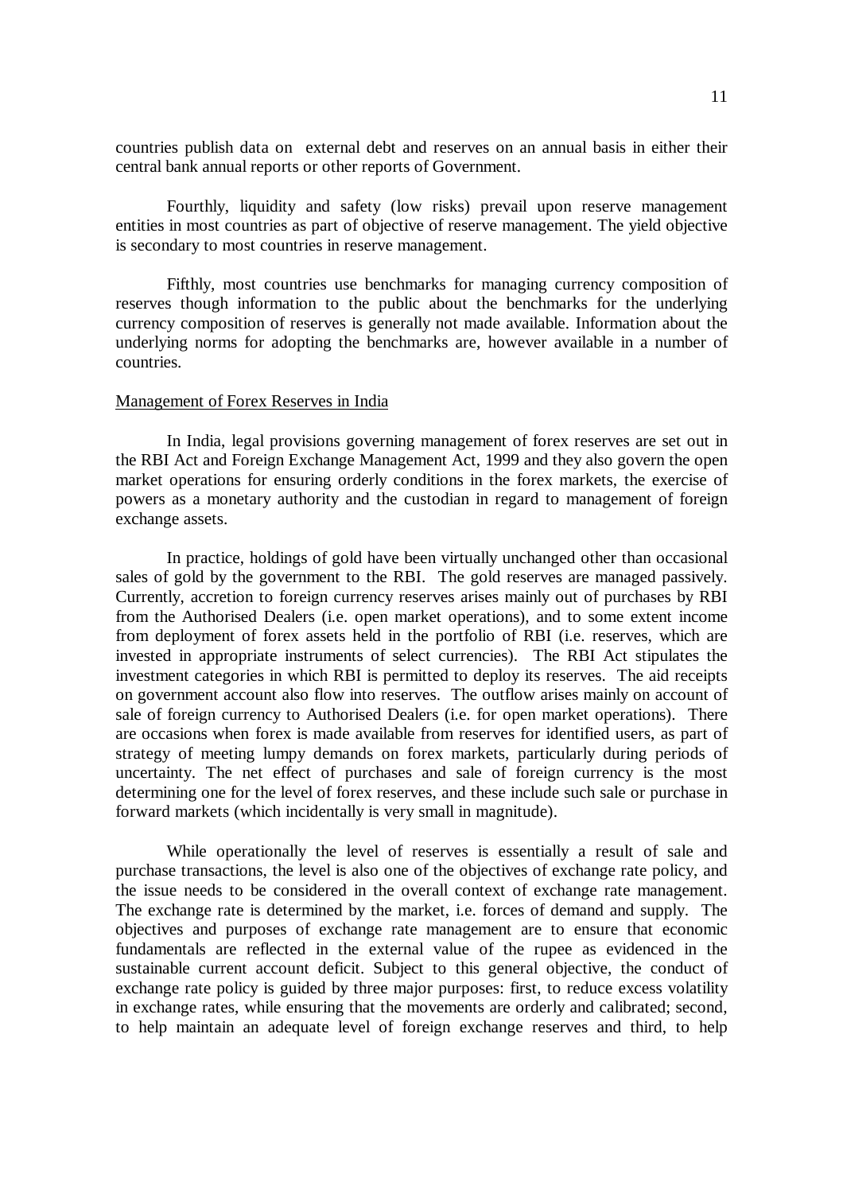countries publish data on external debt and reserves on an annual basis in either their central bank annual reports or other reports of Government.

Fourthly, liquidity and safety (low risks) prevail upon reserve management entities in most countries as part of objective of reserve management. The yield objective is secondary to most countries in reserve management.

Fifthly, most countries use benchmarks for managing currency composition of reserves though information to the public about the benchmarks for the underlying currency composition of reserves is generally not made available. Information about the underlying norms for adopting the benchmarks are, however available in a number of countries.

## Management of Forex Reserves in India

In India, legal provisions governing management of forex reserves are set out in the RBI Act and Foreign Exchange Management Act, 1999 and they also govern the open market operations for ensuring orderly conditions in the forex markets, the exercise of powers as a monetary authority and the custodian in regard to management of foreign exchange assets.

In practice, holdings of gold have been virtually unchanged other than occasional sales of gold by the government to the RBI. The gold reserves are managed passively. Currently, accretion to foreign currency reserves arises mainly out of purchases by RBI from the Authorised Dealers (i.e. open market operations), and to some extent income from deployment of forex assets held in the portfolio of RBI (i.e. reserves, which are invested in appropriate instruments of select currencies). The RBI Act stipulates the investment categories in which RBI is permitted to deploy its reserves. The aid receipts on government account also flow into reserves. The outflow arises mainly on account of sale of foreign currency to Authorised Dealers (i.e. for open market operations). There are occasions when forex is made available from reserves for identified users, as part of strategy of meeting lumpy demands on forex markets, particularly during periods of uncertainty. The net effect of purchases and sale of foreign currency is the most determining one for the level of forex reserves, and these include such sale or purchase in forward markets (which incidentally is very small in magnitude).

While operationally the level of reserves is essentially a result of sale and purchase transactions, the level is also one of the objectives of exchange rate policy, and the issue needs to be considered in the overall context of exchange rate management. The exchange rate is determined by the market, i.e. forces of demand and supply. The objectives and purposes of exchange rate management are to ensure that economic fundamentals are reflected in the external value of the rupee as evidenced in the sustainable current account deficit. Subject to this general objective, the conduct of exchange rate policy is guided by three major purposes: first, to reduce excess volatility in exchange rates, while ensuring that the movements are orderly and calibrated; second, to help maintain an adequate level of foreign exchange reserves and third, to help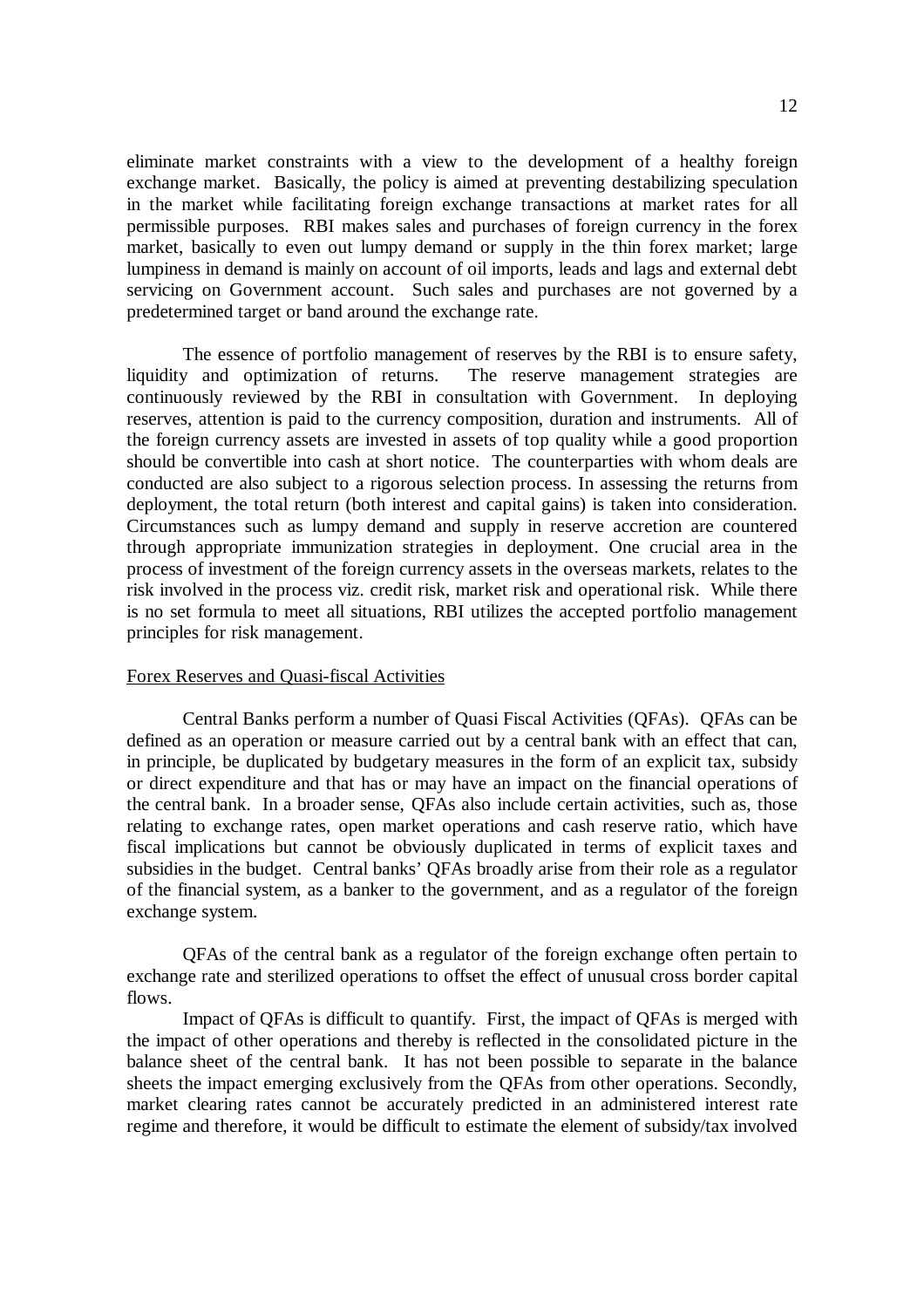eliminate market constraints with a view to the development of a healthy foreign exchange market. Basically, the policy is aimed at preventing destabilizing speculation in the market while facilitating foreign exchange transactions at market rates for all permissible purposes. RBI makes sales and purchases of foreign currency in the forex market, basically to even out lumpy demand or supply in the thin forex market; large lumpiness in demand is mainly on account of oil imports, leads and lags and external debt servicing on Government account. Such sales and purchases are not governed by a predetermined target or band around the exchange rate.

The essence of portfolio management of reserves by the RBI is to ensure safety, liquidity and optimization of returns. The reserve management strategies are continuously reviewed by the RBI in consultation with Government. In deploying reserves, attention is paid to the currency composition, duration and instruments. All of the foreign currency assets are invested in assets of top quality while a good proportion should be convertible into cash at short notice. The counterparties with whom deals are conducted are also subject to a rigorous selection process. In assessing the returns from deployment, the total return (both interest and capital gains) is taken into consideration. Circumstances such as lumpy demand and supply in reserve accretion are countered through appropriate immunization strategies in deployment. One crucial area in the process of investment of the foreign currency assets in the overseas markets, relates to the risk involved in the process viz. credit risk, market risk and operational risk. While there is no set formula to meet all situations, RBI utilizes the accepted portfolio management principles for risk management.

## Forex Reserves and Quasi-fiscal Activities

Central Banks perform a number of Quasi Fiscal Activities (QFAs). QFAs can be defined as an operation or measure carried out by a central bank with an effect that can, in principle, be duplicated by budgetary measures in the form of an explicit tax, subsidy or direct expenditure and that has or may have an impact on the financial operations of the central bank. In a broader sense, QFAs also include certain activities, such as, those relating to exchange rates, open market operations and cash reserve ratio, which have fiscal implications but cannot be obviously duplicated in terms of explicit taxes and subsidies in the budget. Central banks' QFAs broadly arise from their role as a regulator of the financial system, as a banker to the government, and as a regulator of the foreign exchange system.

QFAs of the central bank as a regulator of the foreign exchange often pertain to exchange rate and sterilized operations to offset the effect of unusual cross border capital flows.

Impact of QFAs is difficult to quantify. First, the impact of QFAs is merged with the impact of other operations and thereby is reflected in the consolidated picture in the balance sheet of the central bank. It has not been possible to separate in the balance sheets the impact emerging exclusively from the QFAs from other operations. Secondly, market clearing rates cannot be accurately predicted in an administered interest rate regime and therefore, it would be difficult to estimate the element of subsidy/tax involved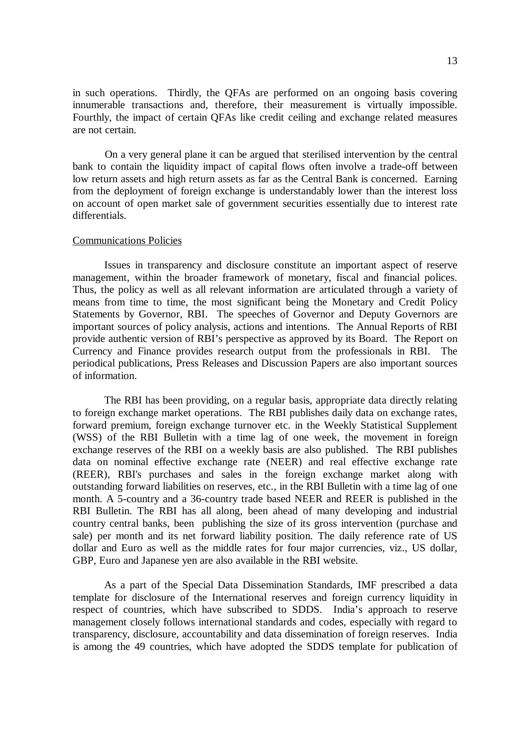in such operations. Thirdly, the QFAs are performed on an ongoing basis covering innumerable transactions and, therefore, their measurement is virtually impossible. Fourthly, the impact of certain QFAs like credit ceiling and exchange related measures are not certain.

On a very general plane it can be argued that sterilised intervention by the central bank to contain the liquidity impact of capital flows often involve a trade-off between low return assets and high return assets as far as the Central Bank is concerned. Earning from the deployment of foreign exchange is understandably lower than the interest loss on account of open market sale of government securities essentially due to interest rate differentials.

<u>Communications Policies</u>

Issues in transparency and disclosure constitute an important aspect of reserve management, within the broader framework of monetary, fiscal and financial polices. Thus, the policy as well as all relevant information are articulated through a variety of means from time to time, the most significant being the Monetary and Credit Policy Statements by Governor, RBI. The speeches of Governor and Deputy Governors are important sources of policy analysis, actions and intentions. The Annual Reports of RBI provide authentic version of RBI's perspective as approved by its Board. The Report on Currency and Finance provides research output from the professionals in RBI. The periodical publications, Press Releases and Discussion Papers are also important sources of information.

The RBI has been providing, on a regular basis, appropriate data directly relating to foreign exchange market operations. The RBI publishes daily data on exchange rates, forward premium, foreign exchange turnover etc. in the Weekly Statistical Supplement (WSS) of the RBI Bulletin with a time lag of one week, the movement in foreign exchange reserves of the RBI on a weekly basis are also published. The RBI publishes data on nominal effective exchange rate (NEER) and real effective exchange rate (REER), RBI's purchases and sales in the foreign exchange market along with outstanding forward liabilities on reserves, etc., in the RBI Bulletin with a time lag of one month. A 5-country and a 36-country trade based NEER and REER is published in the RBI Bulletin. The RBI has all along, been ahead of many developing and industrial country central banks, been publishing the size of its gross intervention (purchase and sale) per month and its net forward liability position. The daily reference rate of US dollar and Euro as well as the middle rates for four major currencies, viz., US dollar, GBP, Euro and Japanese yen are also available in the RBI website.

As a part of the Special Data Dissemination Standards, IMF prescribed a data template for disclosure of the International reserves and foreign currency liquidity in respect of countries, which have subscribed to SDDS. India's approach to reserve management closely follows international standards and codes, especially with regard to transparency, disclosure, accountability and data dissemination of foreign reserves. India is among the 49 countries, which have adopted the SDDS template for publication of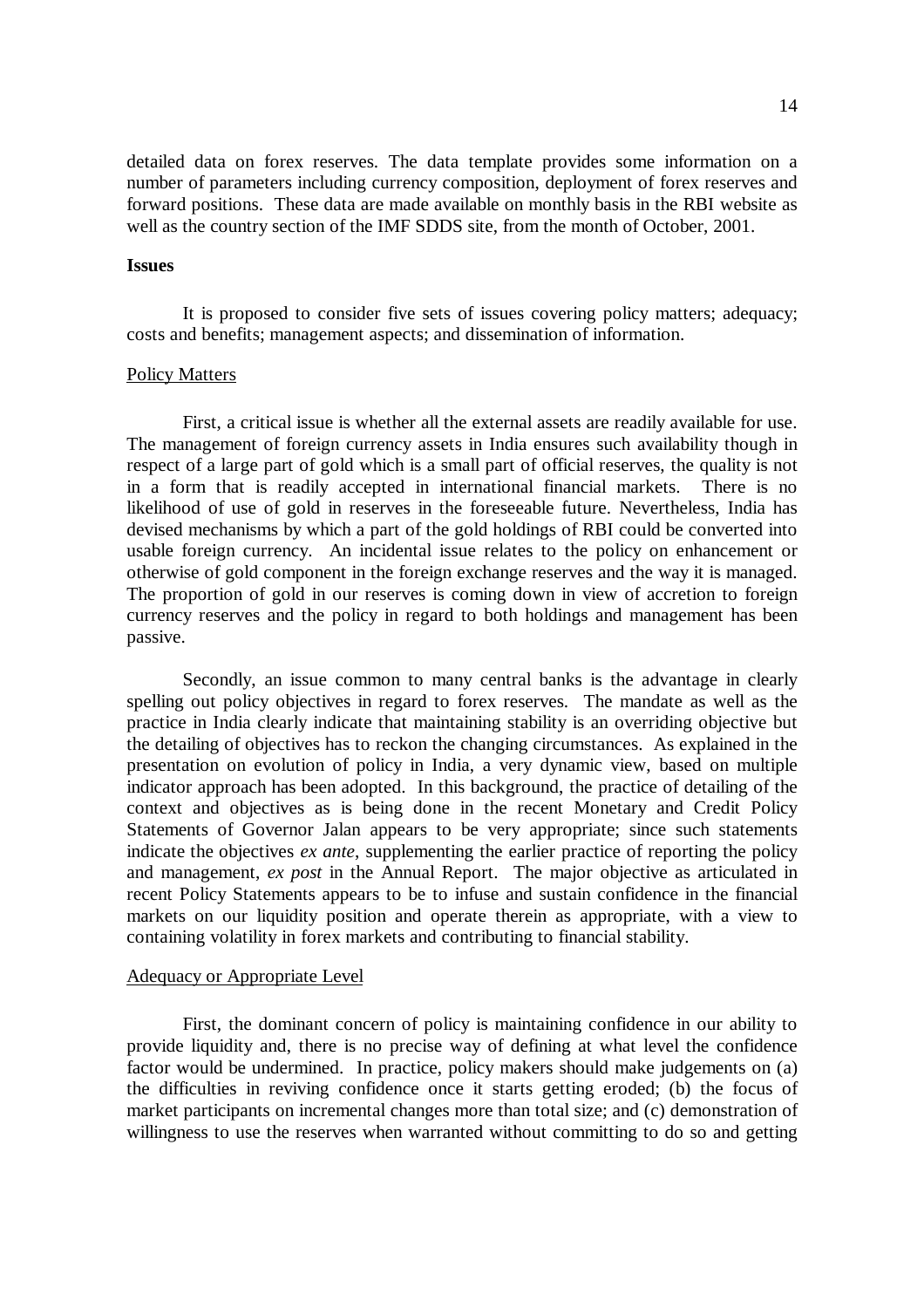detailed data on forex reserves. The data template provides some information on a number of parameters including currency composition, deployment of forex reserves and forward positions. These data are made available on monthly basis in the RBI website as well as the country section of the IMF SDDS site, from the month of October, 2001.

**Issues**

It is proposed to consider five sets of issues covering policy matters; adequacy; costs and benefits; management aspects; and dissemination of information.

<u>Policy Matters</u>

First, a critical issue is whether all the external assets are readily available for use. The management of foreign currency assets in India ensures such availability though in respect of a large part of gold which is a small part of official reserves, the quality is not in a form that is readily accepted in international financial markets. There is no likelihood of use of gold in reserves in the foreseeable future. Nevertheless, India has devised mechanisms by which a part of the gold holdings of RBI could be converted into usable foreign currency. An incidental issue relates to the policy on enhancement or otherwise of gold component in the foreign exchange reserves and the way it is managed. The proportion of gold in our reserves is coming down in view of accretion to foreign currency reserves and the policy in regard to both holdings and management has been passive.

Secondly, an issue common to many central banks is the advantage in clearly spelling out policy objectives in regard to forex reserves. The mandate as well as the practice in India clearly indicate that maintaining stability is an overriding objective but the detailing of objectives has to reckon the changing circumstances. As explained in the presentation on evolution of policy in India, a very dynamic view, based on multiple indicator approach has been adopted. In this background, the practice of detailing of the context and objectives as is being done in the recent Monetary and Credit Policy Statements of Governor Jalan appears to be very appropriate; since such statements indicate the objectives *ex ante*, supplementing the earlier practice of reporting the policy and management, *ex post* in the Annual Report. The major objective as articulated in recent Policy Statements appears to be to infuse and sustain confidence in the financial markets on our liquidity position and operate therein as appropriate, with a view to containing volatility in forex markets and contributing to financial stability.

<u>Adequacy or Appropriate Level</u>

First, the dominant concern of policy is maintaining confidence in our ability to provide liquidity and, there is no precise way of defining at what level the confidence factor would be undermined. In practice, policy makers should make judgements on (a) the difficulties in reviving confidence once it starts getting eroded; (b) the focus of market participants on incremental changes more than total size; and (c) demonstration of willingness to use the reserves when warranted without committing to do so and getting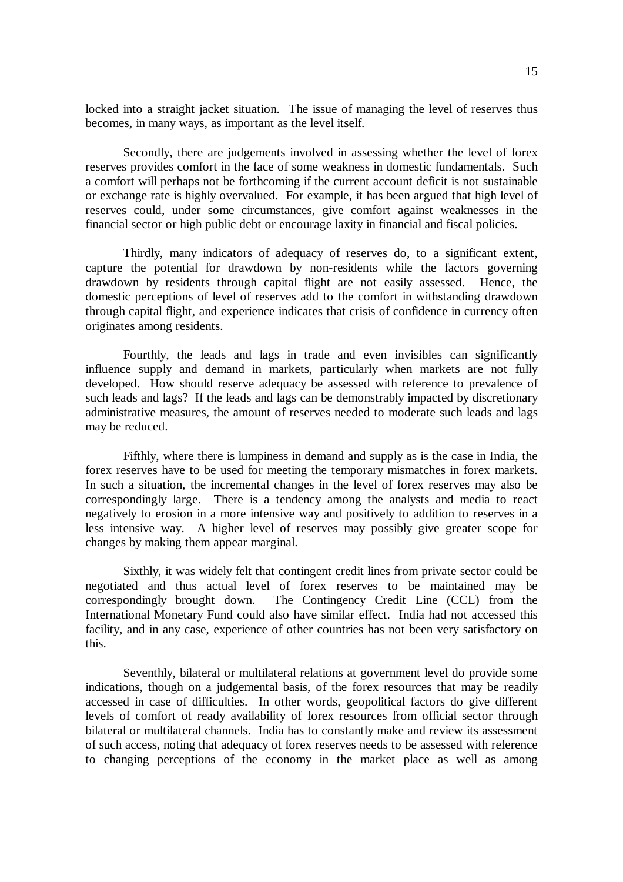locked into a straight jacket situation. The issue of managing the level of reserves thus becomes, in many ways, as important as the level itself.

Secondly, there are judgements involved in assessing whether the level of forex reserves provides comfort in the face of some weakness in domestic fundamentals. Such a comfort will perhaps not be forthcoming if the current account deficit is not sustainable or exchange rate is highly overvalued. For example, it has been argued that high level of reserves could, under some circumstances, give comfort against weaknesses in the financial sector or high public debt or encourage laxity in financial and fiscal policies.

Thirdly, many indicators of adequacy of reserves do, to a significant extent, capture the potential for drawdown by non-residents while the factors governing drawdown by residents through capital flight are not easily assessed. Hence, the domestic perceptions of level of reserves add to the comfort in withstanding drawdown through capital flight, and experience indicates that crisis of confidence in currency often originates among residents.

Fourthly, the leads and lags in trade and even invisibles can significantly influence supply and demand in markets, particularly when markets are not fully developed. How should reserve adequacy be assessed with reference to prevalence of such leads and lags? If the leads and lags can be demonstrably impacted by discretionary administrative measures, the amount of reserves needed to moderate such leads and lags may be reduced.

Fifthly, where there is lumpiness in demand and supply as is the case in India, the forex reserves have to be used for meeting the temporary mismatches in forex markets. In such a situation, the incremental changes in the level of forex reserves may also be correspondingly large. There is a tendency among the analysts and media to react negatively to erosion in a more intensive way and positively to addition to reserves in a less intensive way. A higher level of reserves may possibly give greater scope for changes by making them appear marginal.

Sixthly, it was widely felt that contingent credit lines from private sector could be negotiated and thus actual level of forex reserves to be maintained may be correspondingly brought down. The Contingency Credit Line (CCL) from the International Monetary Fund could also have similar effect. India had not accessed this facility, and in any case, experience of other countries has not been very satisfactory on this.

Seventhly, bilateral or multilateral relations at government level do provide some indications, though on a judgemental basis, of the forex resources that may be readily accessed in case of difficulties. In other words, geopolitical factors do give different levels of comfort of ready availability of forex resources from official sector through bilateral or multilateral channels. India has to constantly make and review its assessment of such access, noting that adequacy of forex reserves needs to be assessed with reference to changing perceptions of the economy in the market place as well as among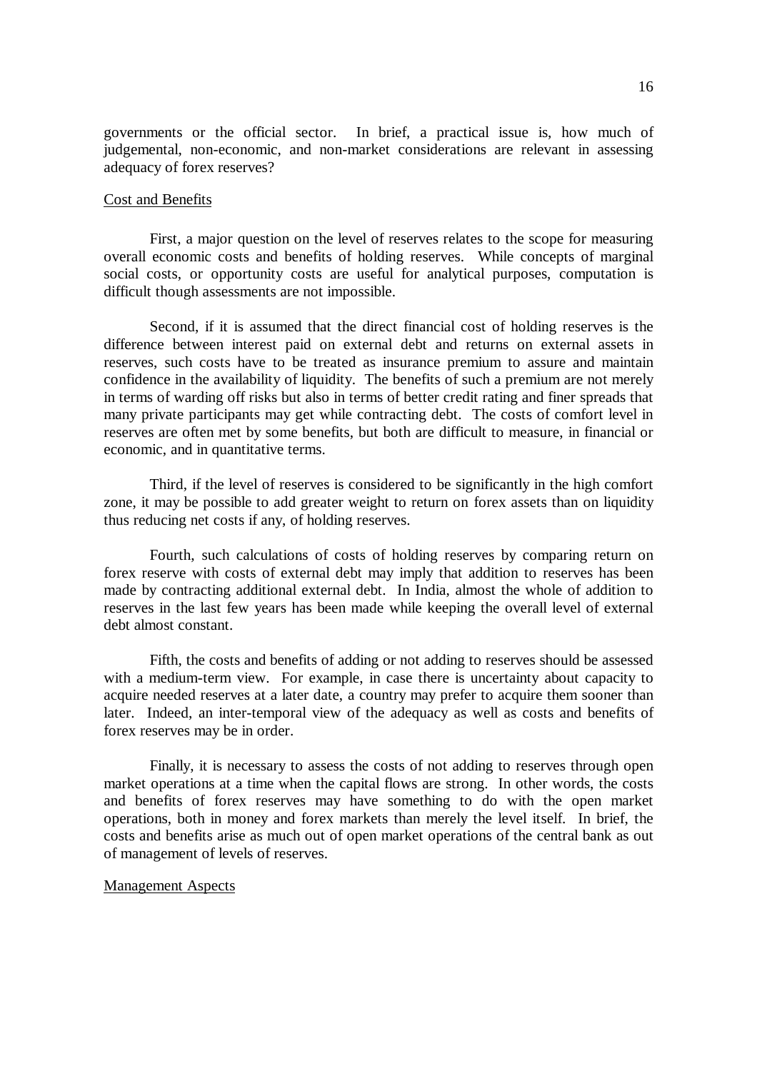governments or the official sector. In brief, a practical issue is, how much of judgemental, non-economic, and non-market considerations are relevant in assessing adequacy of forex reserves?

Cost and Benefits

First, a major question on the level of reserves relates to the scope for measuring overall economic costs and benefits of holding reserves. While concepts of marginal social costs, or opportunity costs are useful for analytical purposes, computation is difficult though assessments are not impossible.

Second, if it is assumed that the direct financial cost of holding reserves is the difference between interest paid on external debt and returns on external assets in reserves, such costs have to be treated as insurance premium to assure and maintain confidence in the availability of liquidity. The benefits of such a premium are not merely in terms of warding off risks but also in terms of better credit rating and finer spreads that many private participants may get while contracting debt. The costs of comfort level in reserves are often met by some benefits, but both are difficult to measure, in financial or economic, and in quantitative terms.

Third, if the level of reserves is considered to be significantly in the high comfort zone, it may be possible to add greater weight to return on forex assets than on liquidity thus reducing net costs if any, of holding reserves.

Fourth, such calculations of costs of holding reserves by comparing return on forex reserve with costs of external debt may imply that addition to reserves has been made by contracting additional external debt. In India, almost the whole of addition to reserves in the last few years has been made while keeping the overall level of external debt almost constant.

Fifth, the costs and benefits of adding or not adding to reserves should be assessed with a medium-term view. For example, in case there is uncertainty about capacity to acquire needed reserves at a later date, a country may prefer to acquire them sooner than later. Indeed, an inter-temporal view of the adequacy as well as costs and benefits of forex reserves may be in order.

Finally, it is necessary to assess the costs of not adding to reserves through open market operations at a time when the capital flows are strong. In other words, the costs and benefits of forex reserves may have something to do with the open market operations, both in money and forex markets than merely the level itself. In brief, the costs and benefits arise as much out of open market operations of the central bank as out of management of levels of reserves.

Management Aspects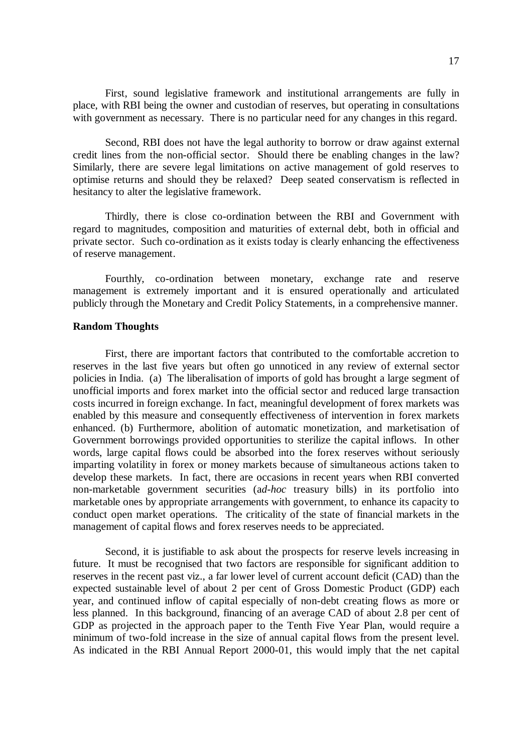First, sound legislative framework and institutional arrangements are fully in place, with RBI being the owner and custodian of reserves, but operating in consultations with government as necessary. There is no particular need for any changes in this regard.

Second, RBI does not have the legal authority to borrow or draw against external credit lines from the non-official sector. Should there be enabling changes in the law? Similarly, there are severe legal limitations on active management of gold reserves to optimise returns and should they be relaxed? Deep seated conservatism is reflected in hesitancy to alter the legislative framework.

Thirdly, there is close co-ordination between the RBI and Government with regard to magnitudes, composition and maturities of external debt, both in official and private sector. Such co-ordination as it exists today is clearly enhancing the effectiveness of reserve management.

Fourthly, co-ordination between monetary, exchange rate and reserve management is extremely important and it is ensured operationally and articulated publicly through the Monetary and Credit Policy Statements, in a comprehensive manner.

**Random Thoughts**

First, there are important factors that contributed to the comfortable accretion to reserves in the last five years but often go unnoticed in any review of external sector policies in India. (a) The liberalisation of imports of gold has brought a large segment of unofficial imports and forex market into the official sector and reduced large transaction costs incurred in foreign exchange. In fact, meaningful development of forex markets was enabled by this measure and consequently effectiveness of intervention in forex markets enhanced. (b) Furthermore, abolition of automatic monetization, and marketisation of Government borrowings provided opportunities to sterilize the capital inflows. In other words, large capital flows could be absorbed into the forex reserves without seriously imparting volatility in forex or money markets because of simultaneous actions taken to develop these markets. In fact, there are occasions in recent years when RBI converted non-marketable government securities (a*d-hoc* treasury bills) in its portfolio into marketable ones by appropriate arrangements with government, to enhance its capacity to conduct open market operations. The criticality of the state of financial markets in the management of capital flows and forex reserves needs to be appreciated.

Second, it is justifiable to ask about the prospects for reserve levels increasing in future. It must be recognised that two factors are responsible for significant addition to reserves in the recent past viz., a far lower level of current account deficit (CAD) than the expected sustainable level of about 2 per cent of Gross Domestic Product (GDP) each year, and continued inflow of capital especially of non-debt creating flows as more or less planned. In this background, financing of an average CAD of about 2.8 per cent of GDP as projected in the approach paper to the Tenth Five Year Plan, would require a minimum of two-fold increase in the size of annual capital flows from the present level. As indicated in the RBI Annual Report 2000-01, this would imply that the net capital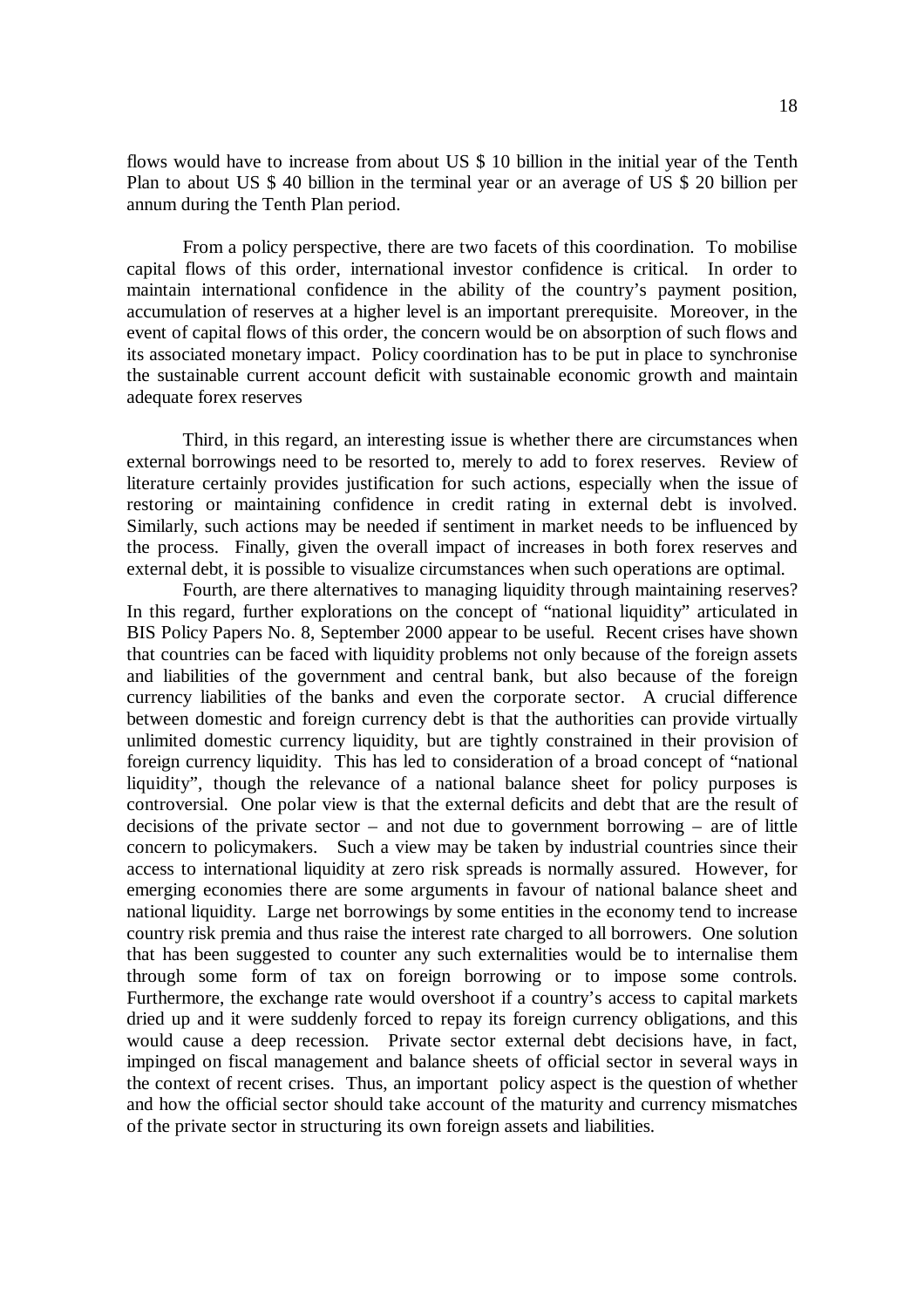flows would have to increase from about US $ 10 billion in the initial year of the Tenth Plan to about US $ 40 billion in the terminal year or an average of US $ 20 billion per annum during the Tenth Plan period.

From a policy perspective, there are two facets of this coordination. To mobilise capital flows of this order, international investor confidence is critical. In order to maintain international confidence in the ability of the country's payment position, accumulation of reserves at a higher level is an important prerequisite. Moreover, in the event of capital flows of this order, the concern would be on absorption of such flows and its associated monetary impact. Policy coordination has to be put in place to synchronise the sustainable current account deficit with sustainable economic growth and maintain adequate forex reserves

Third, in this regard, an interesting issue is whether there are circumstances when external borrowings need to be resorted to, merely to add to forex reserves. Review of literature certainly provides justification for such actions, especially when the issue of restoring or maintaining confidence in credit rating in external debt is involved. Similarly, such actions may be needed if sentiment in market needs to be influenced by the process. Finally, given the overall impact of increases in both forex reserves and external debt, it is possible to visualize circumstances when such operations are optimal.

Fourth, are there alternatives to managing liquidity through maintaining reserves? In this regard, further explorations on the concept of "national liquidity" articulated in BIS Policy Papers No. 8, September 2000 appear to be useful. Recent crises have shown that countries can be faced with liquidity problems not only because of the foreign assets and liabilities of the government and central bank, but also because of the foreign currency liabilities of the banks and even the corporate sector. A crucial difference between domestic and foreign currency debt is that the authorities can provide virtually unlimited domestic currency liquidity, but are tightly constrained in their provision of foreign currency liquidity. This has led to consideration of a broad concept of "national liquidity", though the relevance of a national balance sheet for policy purposes is controversial. One polar view is that the external deficits and debt that are the result of decisions of the private sector – and not due to government borrowing – are of little concern to policymakers. Such a view may be taken by industrial countries since their access to international liquidity at zero risk spreads is normally assured. However, for emerging economies there are some arguments in favour of national balance sheet and national liquidity. Large net borrowings by some entities in the economy tend to increase country risk premia and thus raise the interest rate charged to all borrowers. One solution that has been suggested to counter any such externalities would be to internalise them through some form of tax on foreign borrowing or to impose some controls. Furthermore, the exchange rate would overshoot if a country's access to capital markets dried up and it were suddenly forced to repay its foreign currency obligations, and this would cause a deep recession. Private sector external debt decisions have, in fact, impinged on fiscal management and balance sheets of official sector in several ways in the context of recent crises. Thus, an important policy aspect is the question of whether and how the official sector should take account of the maturity and currency mismatches of the private sector in structuring its own foreign assets and liabilities.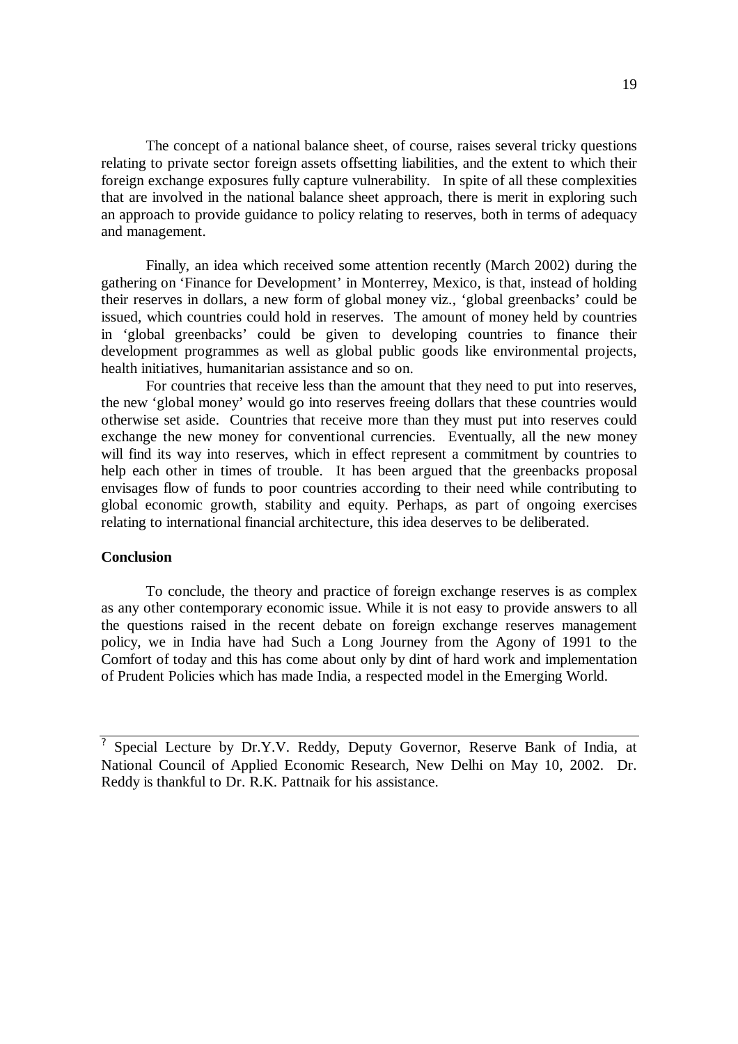The concept of a national balance sheet, of course, raises several tricky questions relating to private sector foreign assets offsetting liabilities, and the extent to which their foreign exchange exposures fully capture vulnerability. In spite of all these complexities that are involved in the national balance sheet approach, there is merit in exploring such an approach to provide guidance to policy relating to reserves, both in terms of adequacy and management.

Finally, an idea which received some attention recently (March 2002) during the gathering on 'Finance for Development' in Monterrey, Mexico, is that, instead of holding their reserves in dollars, a new form of global money viz., 'global greenbacks' could be issued, which countries could hold in reserves. The amount of money held by countries in 'global greenbacks' could be given to developing countries to finance their development programmes as well as global public goods like environmental projects, health initiatives, humanitarian assistance and so on.

For countries that receive less than the amount that they need to put into reserves, the new 'global money' would go into reserves freeing dollars that these countries would otherwise set aside. Countries that receive more than they must put into reserves could exchange the new money for conventional currencies. Eventually, all the new money will find its way into reserves, which in effect represent a commitment by countries to help each other in times of trouble. It has been argued that the greenbacks proposal envisages flow of funds to poor countries according to their need while contributing to global economic growth, stability and equity. Perhaps, as part of ongoing exercises relating to international financial architecture, this idea deserves to be deliberated.

**Conclusion**

To conclude, the theory and practice of foreign exchange reserves is as complex as any other contemporary economic issue. While it is not easy to provide answers to all the questions raised in the recent debate on foreign exchange reserves management policy, we in India have had Such a Long Journey from the Agony of 1991 to the Comfort of today and this has come about only by dint of hard work and implementation of Prudent Policies which has made India, a respected model in the Emerging World.

---

[?] Special Lecture by Dr.Y.V. Reddy, Deputy Governor, Reserve Bank of India, at National Council of Applied Economic Research, New Delhi on May 10, 2002. Dr. Reddy is thankful to Dr. R.K. Pattnaik for his assistance.